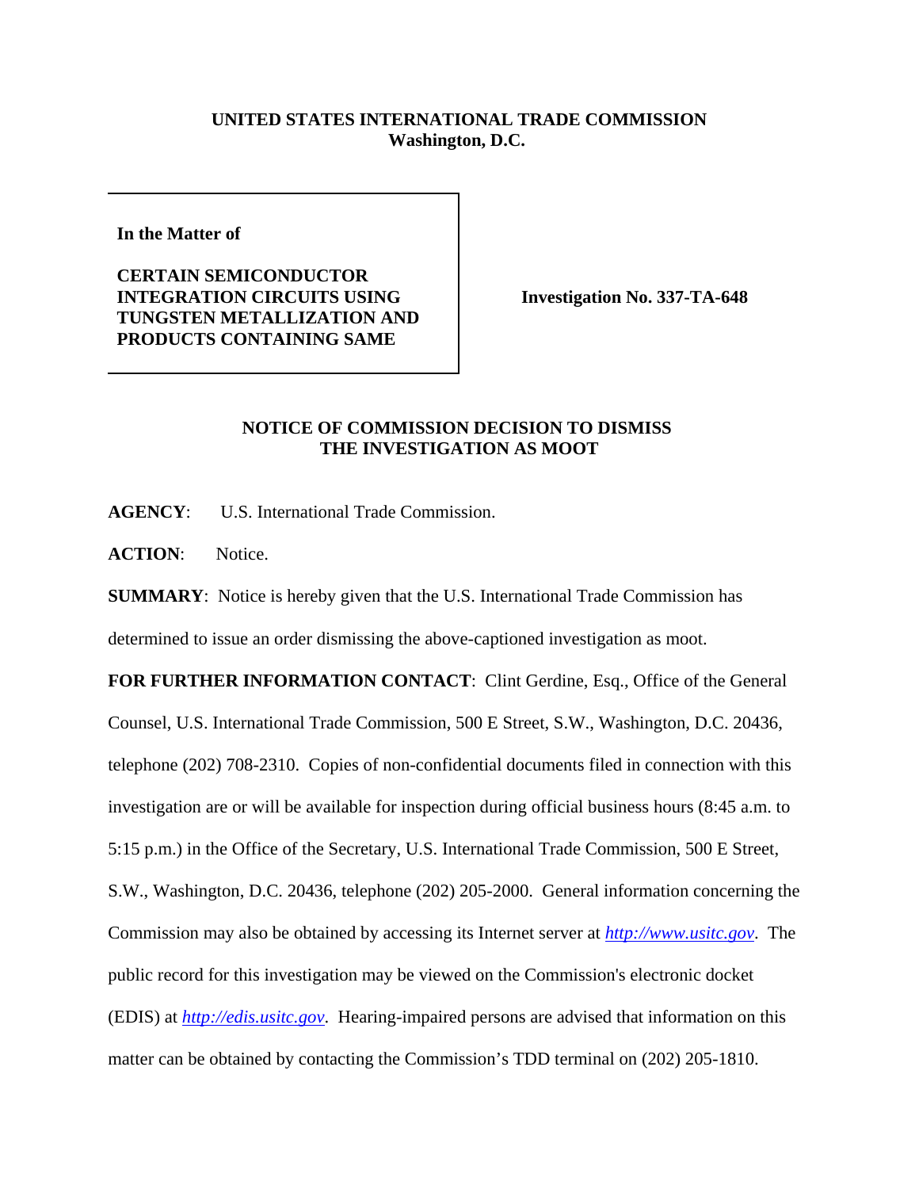**UNITED STATES INTERNATIONAL TRADE COMMISSION**
**Washington, D.C.**

| **In the Matter of**<br><br>**CERTAIN SEMICONDUCTOR INTEGRATION CIRCUITS USING TUNGSTEN METALLIZATION AND PRODUCTS CONTAINING SAME** | **Investigation No. 337-TA-648** |
|---|---|

**NOTICE OF COMMISSION DECISION TO DISMISS THE INVESTIGATION AS MOOT**

**AGENCY**: U.S. International Trade Commission.

**ACTION**: Notice.

**SUMMARY**: Notice is hereby given that the U.S. International Trade Commission has determined to issue an order dismissing the above-captioned investigation as moot.

**FOR FURTHER INFORMATION CONTACT**: Clint Gerdine, Esq., Office of the General Counsel, U.S. International Trade Commission, 500 E Street, S.W., Washington, D.C. 20436, telephone (202) 708-2310. Copies of non-confidential documents filed in connection with this investigation are or will be available for inspection during official business hours (8:45 a.m. to 5:15 p.m.) in the Office of the Secretary, U.S. International Trade Commission, 500 E Street, S.W., Washington, D.C. 20436, telephone (202) 205-2000. General information concerning the Commission may also be obtained by accessing its Internet server at *http://www.usitc.gov*. The public record for this investigation may be viewed on the Commission's electronic docket (EDIS) at *http://edis.usitc.gov*. Hearing-impaired persons are advised that information on this matter can be obtained by contacting the Commission's TDD terminal on (202) 205-1810.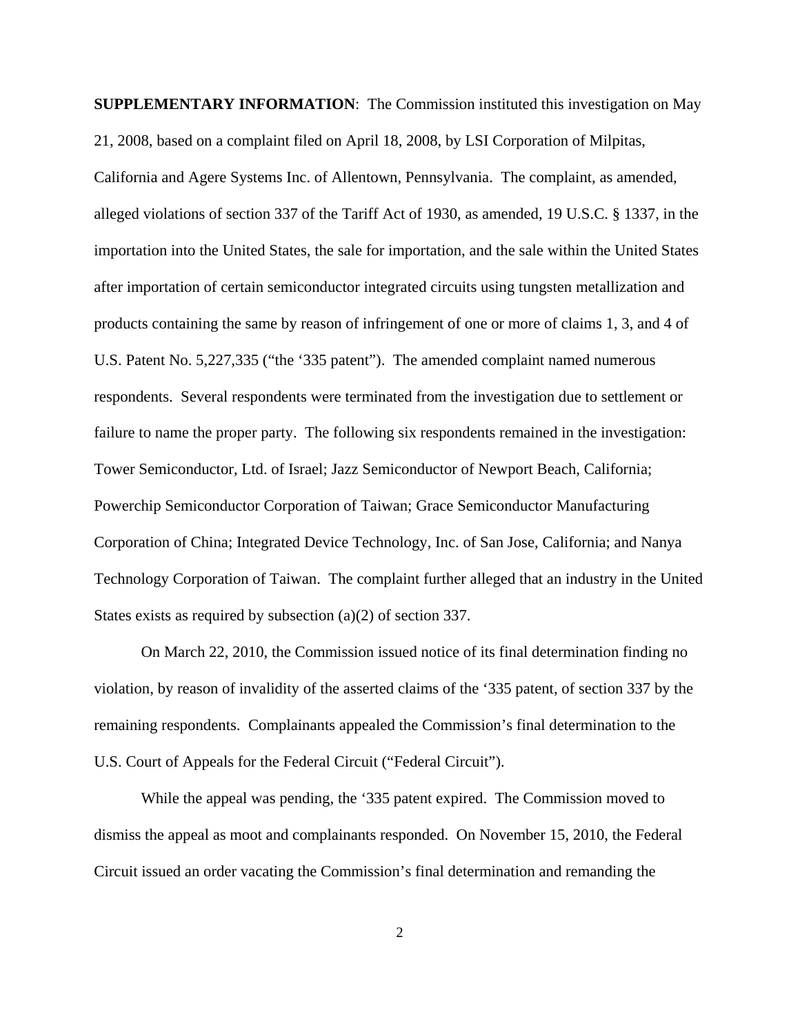**SUPPLEMENTARY INFORMATION**: The Commission instituted this investigation on May 21, 2008, based on a complaint filed on April 18, 2008, by LSI Corporation of Milpitas, California and Agere Systems Inc. of Allentown, Pennsylvania. The complaint, as amended, alleged violations of section 337 of the Tariff Act of 1930, as amended, 19 U.S.C. § 1337, in the importation into the United States, the sale for importation, and the sale within the United States after importation of certain semiconductor integrated circuits using tungsten metallization and products containing the same by reason of infringement of one or more of claims 1, 3, and 4 of U.S. Patent No. 5,227,335 ("the '335 patent"). The amended complaint named numerous respondents. Several respondents were terminated from the investigation due to settlement or failure to name the proper party. The following six respondents remained in the investigation: Tower Semiconductor, Ltd. of Israel; Jazz Semiconductor of Newport Beach, California; Powerchip Semiconductor Corporation of Taiwan; Grace Semiconductor Manufacturing Corporation of China; Integrated Device Technology, Inc. of San Jose, California; and Nanya Technology Corporation of Taiwan. The complaint further alleged that an industry in the United States exists as required by subsection (a)(2) of section 337.

On March 22, 2010, the Commission issued notice of its final determination finding no violation, by reason of invalidity of the asserted claims of the '335 patent, of section 337 by the remaining respondents. Complainants appealed the Commission's final determination to the U.S. Court of Appeals for the Federal Circuit ("Federal Circuit").

While the appeal was pending, the '335 patent expired. The Commission moved to dismiss the appeal as moot and complainants responded. On November 15, 2010, the Federal Circuit issued an order vacating the Commission's final determination and remanding the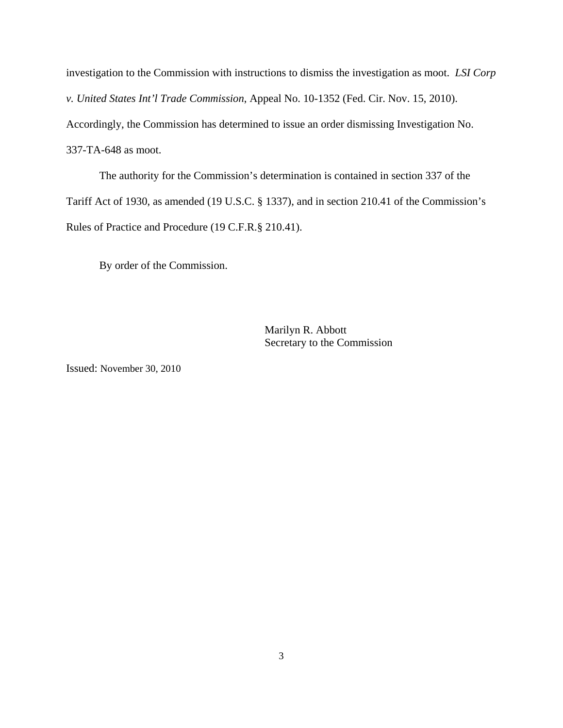investigation to the Commission with instructions to dismiss the investigation as moot. *LSI Corp v. United States Int'l Trade Commission*, Appeal No. 10-1352 (Fed. Cir. Nov. 15, 2010). Accordingly, the Commission has determined to issue an order dismissing Investigation No. 337-TA-648 as moot.

The authority for the Commission's determination is contained in section 337 of the Tariff Act of 1930, as amended (19 U.S.C. § 1337), and in section 210.41 of the Commission's Rules of Practice and Procedure (19 C.F.R.§ 210.41).

By order of the Commission.

Marilyn R. Abbott
Secretary to the Commission

Issued: November 30, 2010